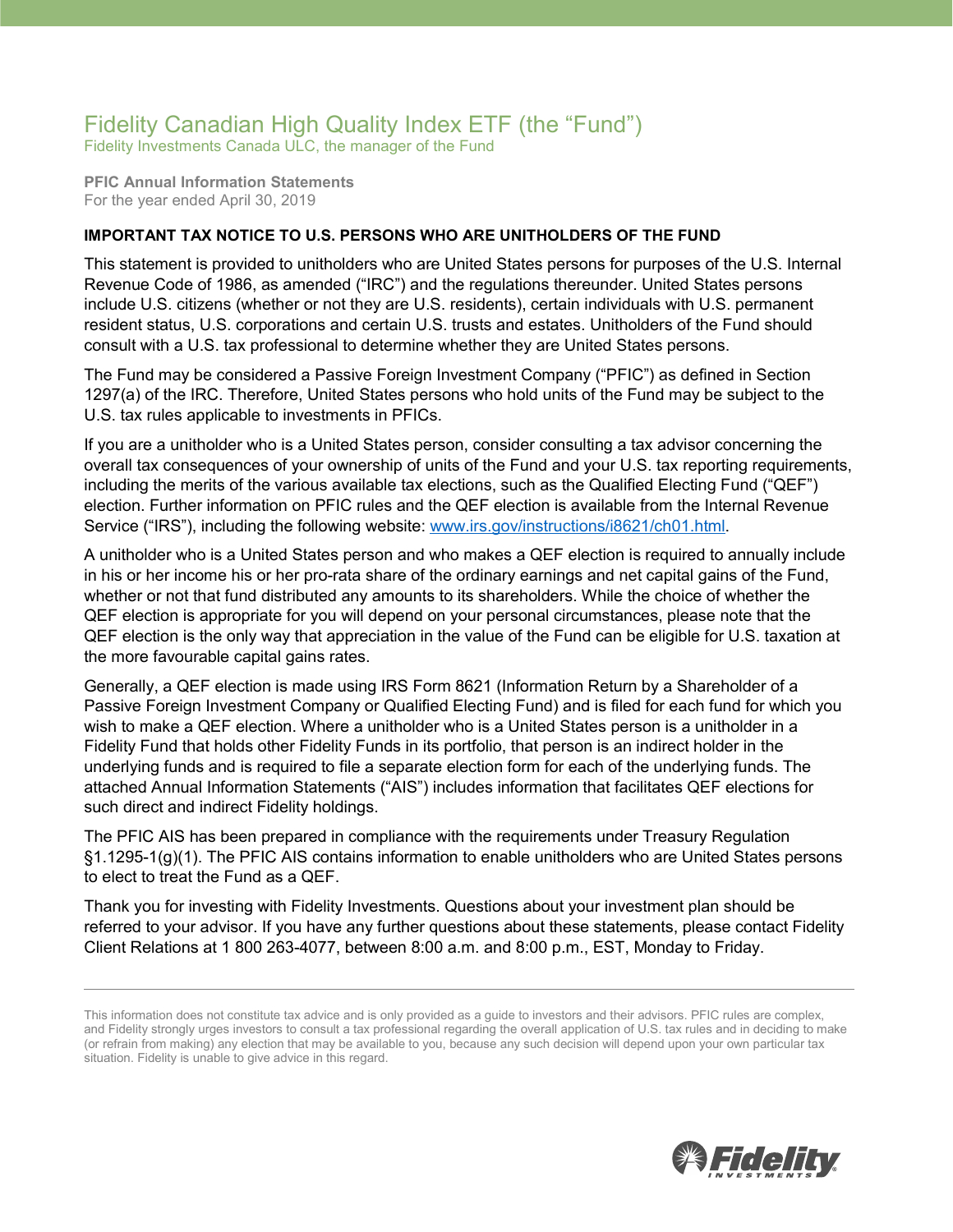# Fidelity Canadian High Quality Index ETF (the "Fund")

Fidelity Investments Canada ULC, the manager of the Fund

**PFIC Annual Information Statements**
For the year ended April 30, 2019

**IMPORTANT TAX NOTICE TO U.S. PERSONS WHO ARE UNITHOLDERS OF THE FUND**

This statement is provided to unitholders who are United States persons for purposes of the U.S. Internal Revenue Code of 1986, as amended ("IRC") and the regulations thereunder. United States persons include U.S. citizens (whether or not they are U.S. residents), certain individuals with U.S. permanent resident status, U.S. corporations and certain U.S. trusts and estates. Unitholders of the Fund should consult with a U.S. tax professional to determine whether they are United States persons.

The Fund may be considered a Passive Foreign Investment Company ("PFIC") as defined in Section 1297(a) of the IRC. Therefore, United States persons who hold units of the Fund may be subject to the U.S. tax rules applicable to investments in PFICs.

If you are a unitholder who is a United States person, consider consulting a tax advisor concerning the overall tax consequences of your ownership of units of the Fund and your U.S. tax reporting requirements, including the merits of the various available tax elections, such as the Qualified Electing Fund ("QEF") election. Further information on PFIC rules and the QEF election is available from the Internal Revenue Service ("IRS"), including the following website: [www.irs.gov/instructions/i8621/ch01.html](www.irs.gov/instructions/i8621/ch01.html).

A unitholder who is a United States person and who makes a QEF election is required to annually include in his or her income his or her pro-rata share of the ordinary earnings and net capital gains of the Fund, whether or not that fund distributed any amounts to its shareholders. While the choice of whether the QEF election is appropriate for you will depend on your personal circumstances, please note that the QEF election is the only way that appreciation in the value of the Fund can be eligible for U.S. taxation at the more favourable capital gains rates.

Generally, a QEF election is made using IRS Form 8621 (Information Return by a Shareholder of a Passive Foreign Investment Company or Qualified Electing Fund) and is filed for each fund for which you wish to make a QEF election. Where a unitholder who is a United States person is a unitholder in a Fidelity Fund that holds other Fidelity Funds in its portfolio, that person is an indirect holder in the underlying funds and is required to file a separate election form for each of the underlying funds. The attached Annual Information Statements ("AIS") includes information that facilitates QEF elections for such direct and indirect Fidelity holdings.

The PFIC AIS has been prepared in compliance with the requirements under Treasury Regulation §1.1295-1(g)(1). The PFIC AIS contains information to enable unitholders who are United States persons to elect to treat the Fund as a QEF.

Thank you for investing with Fidelity Investments. Questions about your investment plan should be referred to your advisor. If you have any further questions about these statements, please contact Fidelity Client Relations at 1 800 263-4077, between 8:00 a.m. and 8:00 p.m., EST, Monday to Friday.

---

This information does not constitute tax advice and is only provided as a guide to investors and their advisors. PFIC rules are complex, and Fidelity strongly urges investors to consult a tax professional regarding the overall application of U.S. tax rules and in deciding to make (or refrain from making) any election that may be available to you, because any such decision will depend upon your own particular tax situation. Fidelity is unable to give advice in this regard.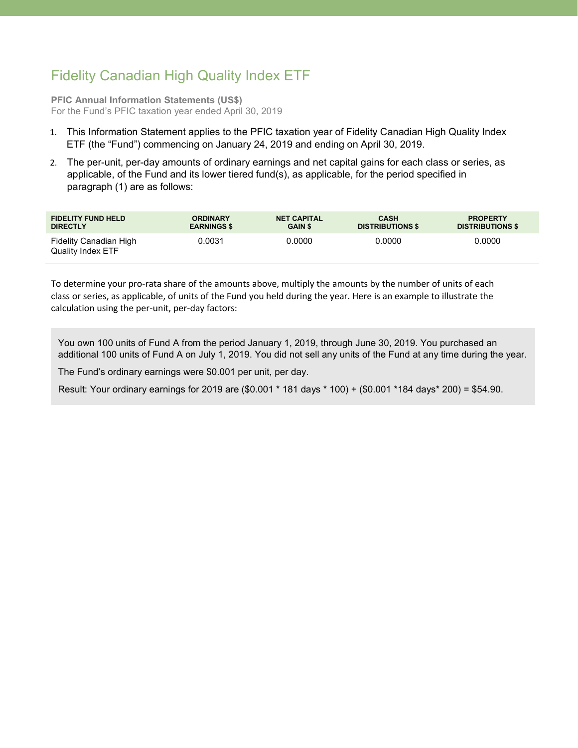# Fidelity Canadian High Quality Index ETF

**PFIC Annual Information Statements (US$)**
For the Fund's PFIC taxation year ended April 30, 2019

1. This Information Statement applies to the PFIC taxation year of Fidelity Canadian High Quality Index ETF (the "Fund") commencing on January 24, 2019 and ending on April 30, 2019.
2. The per-unit, per-day amounts of ordinary earnings and net capital gains for each class or series, as applicable, of the Fund and its lower tiered fund(s), as applicable, for the period specified in paragraph (1) are as follows:

| FIDELITY FUND HELD DIRECTLY | ORDINARY EARNINGS $ | NET CAPITAL GAIN $ | CASH DISTRIBUTIONS $ | PROPERTY DISTRIBUTIONS $ |
|---|---|---|---|---|
| Fidelity Canadian High Quality Index ETF | 0.0031 | 0.0000 | 0.0000 | 0.0000 |

To determine your pro-rata share of the amounts above, multiply the amounts by the number of units of each class or series, as applicable, of units of the Fund you held during the year. Here is an example to illustrate the calculation using the per-unit, per-day factors:

> You own 100 units of Fund A from the period January 1, 2019, through June 30, 2019. You purchased an additional 100 units of Fund A on July 1, 2019. You did not sell any units of the Fund at any time during the year.
>
> The Fund's ordinary earnings were $0.001 per unit, per day.
>
> Result: Your ordinary earnings for 2019 are ($0.001 * 181 days * 100) + ($0.001 *184 days* 200) = $54.90.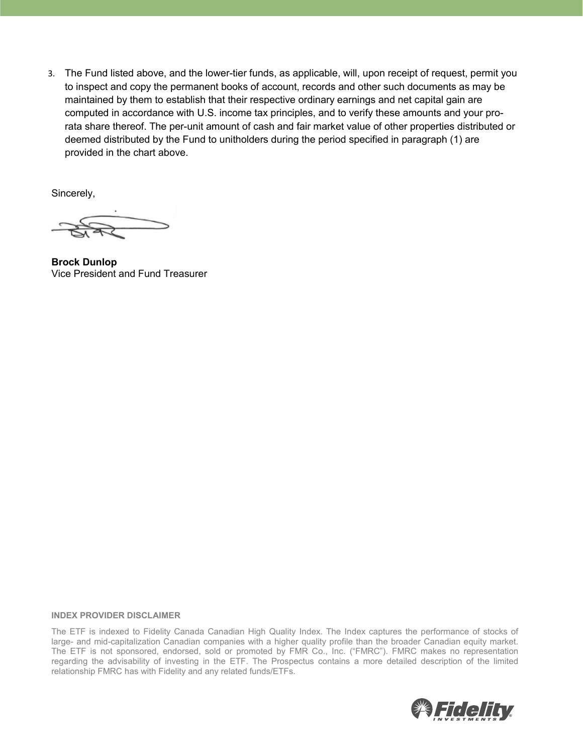3. The Fund listed above, and the lower-tier funds, as applicable, will, upon receipt of request, permit you to inspect and copy the permanent books of account, records and other such documents as may be maintained by them to establish that their respective ordinary earnings and net capital gain are computed in accordance with U.S. income tax principles, and to verify these amounts and your pro-rata share thereof. The per-unit amount of cash and fair market value of other properties distributed or deemed distributed by the Fund to unitholders during the period specified in paragraph (1) are provided in the chart above.

Sincerely,

**Brock Dunlop**
Vice President and Fund Treasurer

**INDEX PROVIDER DISCLAIMER**

The ETF is indexed to Fidelity Canada Canadian High Quality Index. The Index captures the performance of stocks of large- and mid-capitalization Canadian companies with a higher quality profile than the broader Canadian equity market. The ETF is not sponsored, endorsed, sold or promoted by FMR Co., Inc. ("FMRC"). FMRC makes no representation regarding the advisability of investing in the ETF. The Prospectus contains a more detailed description of the limited relationship FMRC has with Fidelity and any related funds/ETFs.